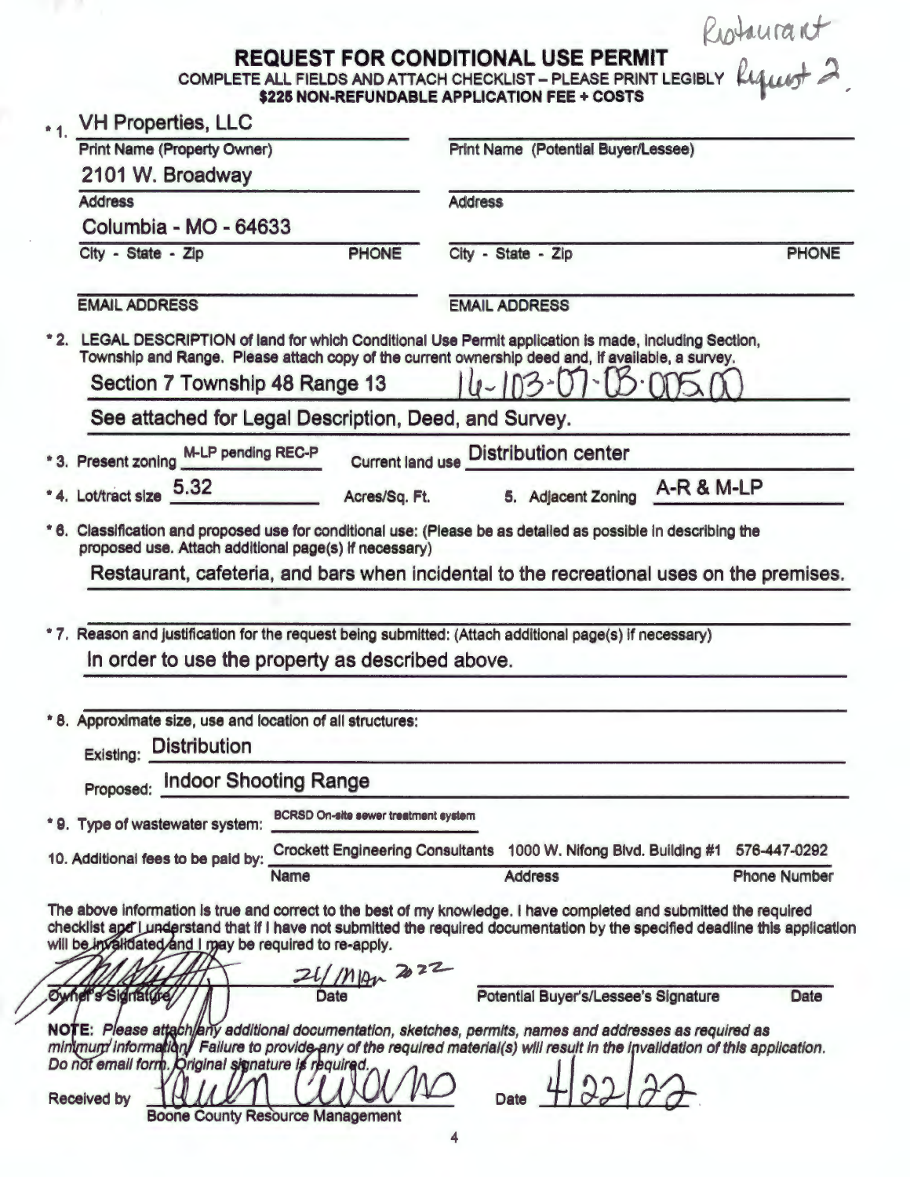Restaurant Request 2.

# REQUEST FOR CONDITIONAL USE PERMIT

COMPLETE ALL FIELDS AND ATTACH CHECKLIST – PLEASE PRINT LEGIBLY

**$225 NON-REFUNDABLE APPLICATION FEE + COSTS**

*1. VH Properties, LLC
Print Name (Property Owner)
2101 W. Broadway
Address
Columbia - MO - 64633
City - State - Zip PHONE

EMAIL ADDRESS

Print Name (Potential Buyer/Lessee)

Address

City - State - Zip PHONE

EMAIL ADDRESS

*2. LEGAL DESCRIPTION of land for which Conditional Use Permit application is made, including Section, Township and Range. Please attach copy of the current ownership deed and, if available, a survey.

Section 7 Township 48 Range 13 16-103-07-03-005.00

See attached for Legal Description, Deed, and Survey.

*3. Present zoning M-LP pending REC-P Current land use Distribution center

*4. Lot/tract size 5.32 Acres/Sq. Ft. 5. Adjacent Zoning A-R & M-LP

*6. Classification and proposed use for conditional use: (Please be as detailed as possible in describing the proposed use. Attach additional page(s) if necessary)

Restaurant, cafeteria, and bars when incidental to the recreational uses on the premises.

*7. Reason and justification for the request being submitted: (Attach additional page(s) if necessary)

In order to use the property as described above.

*8. Approximate size, use and location of all structures:

Existing: Distribution

Proposed: Indoor Shooting Range

*9. Type of wastewater system: BCRSD On-site sewer treatment system

10. Additional fees to be paid by: Crockett Engineering Consultants 1000 W. Nifong Blvd. Building #1 576-447-0292
Name Address Phone Number

The above information is true and correct to the best of my knowledge. I have completed and submitted the required checklist and I understand that if I have not submitted the required documentation by the specified deadline this application will be invalidated and I may be required to re-apply.

[signature] 21/Mar 2022
Owner's Signature Date

Potential Buyer's/Lessee's Signature Date

NOTE: *Please attach any additional documentation, sketches, permits, names and addresses as required as minimum information. Failure to provide any of the required material(s) will result in the invalidation of this application. Do not email form. Original signature is required.*

Received by [signature] Date 4/22/22
Boone County Resource Management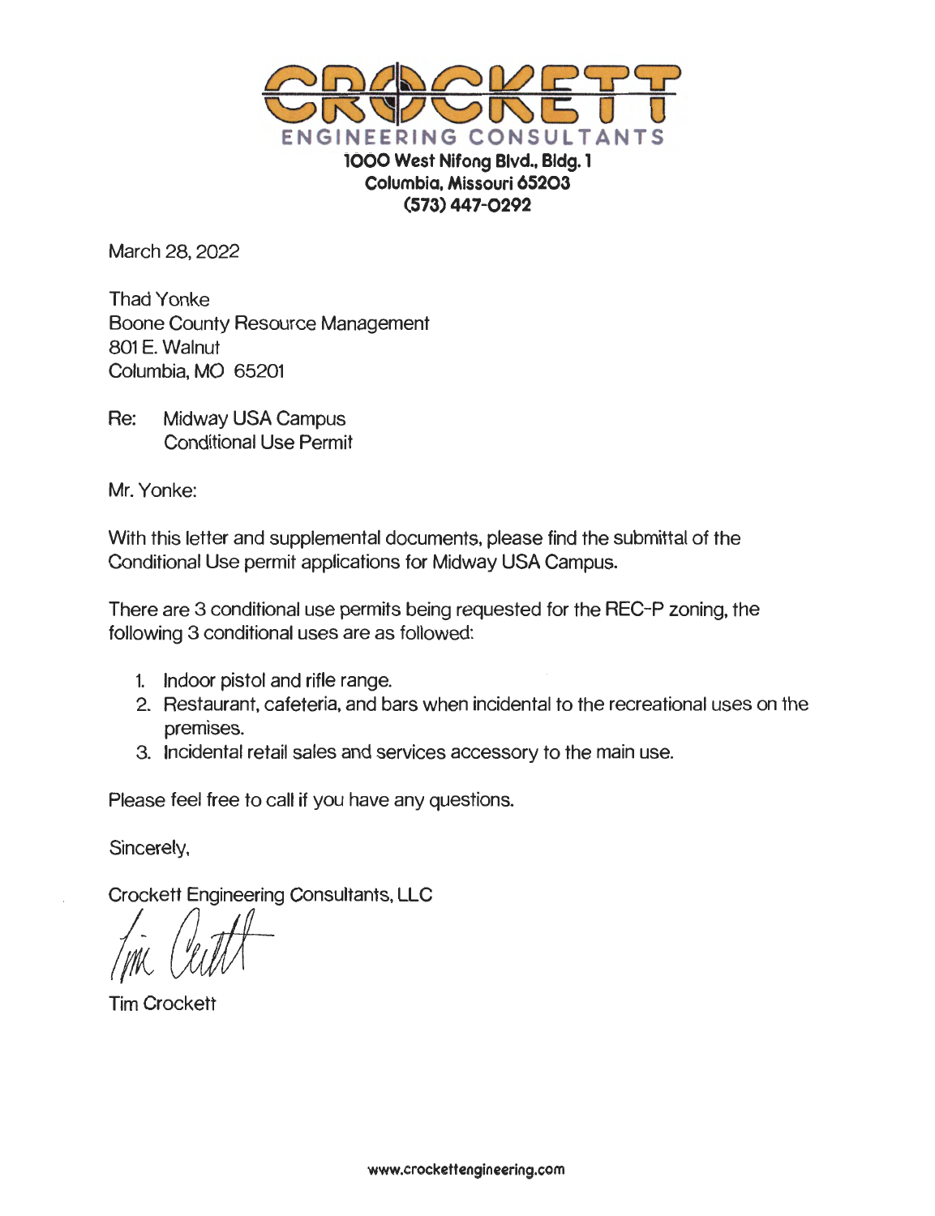**CROCKETT**

ENGINEERING CONSULTANTS

**1000 West Nifong Blvd., Bldg. 1**
**Columbia, Missouri 65203**
**(573) 447-0292**

March 28, 2022

Thad Yonke
Boone County Resource Management
801 E. Walnut
Columbia, MO 65201

Re: Midway USA Campus
Conditional Use Permit

Mr. Yonke:

With this letter and supplemental documents, please find the submittal of the Conditional Use permit applications for Midway USA Campus.

There are 3 conditional use permits being requested for the REC-P zoning, the following 3 conditional uses are as followed:

1. Indoor pistol and rifle range.
2. Restaurant, cafeteria, and bars when incidental to the recreational uses on the premises.
3. Incidental retail sales and services accessory to the main use.

Please feel free to call if you have any questions.

Sincerely,

Crockett Engineering Consultants, LLC

Tim Crockett

**www.crockettengineering.com**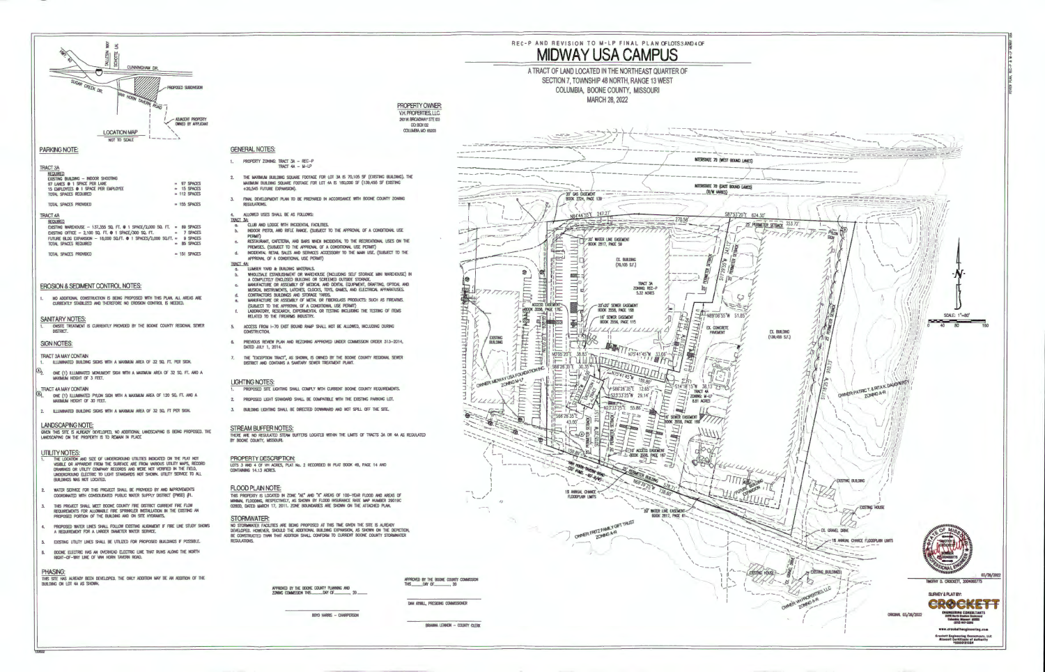REC-P AND REVISION TO M-LP FINAL PLAN OF LOTS 3 AND 4 OF

# MIDWAY USA CAMPUS

A TRACT OF LAND LOCATED IN THE NORTHEAST QUARTER OF SECTION 7, TOWNSHIP 48 NORTH, RANGE 13 WEST
COLUMBIA, BOONE COUNTY, MISSOURI
MARCH 28, 2022

LOCATION MAP
NOT TO SCALE

PROPERTY OWNER:
V.H. PROPERTIES, LLC
2601 W. BROADWAY STE E3
PO BOX 132
COLUMBIA, MO 65203

## PARKING NOTE:

TRACT 3A

| REQUIRED | |
|---|---|
| EXISTING BUILDING – INDOOR SHOOTING | |
| 97 LANES @ 1 SPACE PER LANE | = 97 SPACES |
| 15 EMPLOYEES @ 1 SPACE PER EMPLOYEE | = 15 SPACES |
| TOTAL SPACES REQUIRED | = 112 SPACES |
| TOTAL SPACES PROVIDED | = 155 SPACES |

TRACT 4A

| REQUIRED | |
|---|---|
| EXISTING WAREHOUSE – 137,355 SQ. FT. @ 1 SPACE/2,000 SQ. FT. | = 69 SPACES |
| EXISTING OFFICE – 2,100 SQ. FT. @ 1 SPACE/300 SQ. FT. | = 7 SPACES |
| FUTURE BLDG EXPANSION – 18,000 SQ.FT. @ 1 SPACES/2,000 SQ.FT. | = 9 SPACES |
| TOTAL SPACES REQUIRED | = 85 SPACES |
| TOTAL SPACES PROVIDED | = 151 SPACES |

## EROSION & SEDIMENT CONTROL NOTES:

1. NO ADDITIONAL CONSTRUCTION IS BEING PROPOSED WITH THIS PLAN. ALL AREAS ARE CURRENTLY STABILIZED AND THEREFORE NO EROSION CONTROL IS NEEDED.

## SANITARY NOTES:

1. ONSITE TREATMENT IS CURRENTLY PROVIDED BY THE BOONE COUNTY REGIONAL SEWER DISTRICT.

## SIGN NOTES:

TRACT 3A MAY CONTAIN
1. ILLUMINATED BUILDING SIGNS WITH A MAXIMUM AREA OF 32 SQ. FT. PER SIGN.
2. ONE (1) ILLUMINATED MONUMENT SIGN WITH A MAXIMUM AREA OF 32 SQ. FT. AND A MAXIMUM HEIGHT OF 3 FEET.

TRACT 4A MAY CONTAIN
1. ONE (1) ILLUMINATED PYLON SIGN WITH A MAXIMUM AREA OF 120 SQ. FT. AND A MAXIMUM HEIGHT OF 30 FEET.
2. ILLUMINATED BUILDING SIGNS WITH A MAXIMUM AREA OF 32 SQ. FT PER SIGN.

## LANDSCAPING NOTE:

GIVEN THIS SITE IS ALREADY DEVELOPED, NO ADDITIONAL LANDSCAPING IS BEING PROPOSED. THE LANDSCAPING ON THE PROPERTY IS TO REMAIN IN PLACE.

## UTILITY NOTES:

1. THE LOCATION AND SIZE OF UNDERGROUND UTILITIES INDICATED ON THE PLAT NOT VISIBLE OR APPARENT FROM THE SURFACE ARE FROM VARIOUS UTILITY MAPS, RECORD DRAWINGS OR UTILITY COMPANY RECORDS AND WERE NOT VERIFIED IN THE FIELD. UNDERGROUND ELECTRIC TO LIGHT STANDARDS NOT SHOWN. UTILITY SERVICE TO ALL BUILDINGS WAS NOT LOCATED.
2. WATER SERVICE FOR THIS PROJECT SHALL BE PROVIDED BY AND IMPROVEMENTS COORDINATED WITH CONSOLIDATED PUBLIC WATER SUPPLY DISTRICT (PWSD) #1.
3. THIS PROJECT SHALL MEET BOONE COUNTY FIRE DISTRICT CURRENT FIRE FLOW REQUIREMENTS FOR ALLOWABLE FIRE SPRINKLER INSTALLATION IN THE EXISTING AN PROPOSED PORTION OF THE BUILDING AND ON SITE HYDRANTS.
4. PROPOSED WATER LINES SHALL FOLLOW EXISTING ALIGNMENT IF FIRE LINE STUDY SHOWS A REQUIREMENT FOR A LARGER DIAMETER WATER SERVICE.
5. EXISTING UTILITY LINES SHALL BE UTILIZED FOR PROPOSED BUILDINGS IF POSSIBLE.
6. BOONE ELECTRIC HAS AN OVERHEAD ELECTRIC LINE THAT RUNS ALONG THE NORTH RIGHT-OF-WAY LINE OF VAN HORN TAVERN ROAD.

## PHASING:

THIS SITE HAS ALREADY BEEN DEVELOPED. THE ONLY ADDITION MAY BE AN ADDITION OF THE BUILDING ON LOT 4A AS SHOWN.

## GENERAL NOTES:

1. PROPERTY ZONING: TRACT 3A – REC-P
   TRACT 4A – M-LP
2. THE MAXIMUM BUILDING SQUARE FOOTAGE FOR LOT 3A IS 70,105 SF (EXISTING BUILDING). THE MAXIMUM BUILDING SQUARE FOOTAGE FOR LOT 4A IS 160,000 SF (139,455 SF EXISTING +20,545 FUTURE EXPANSION).
3. FINAL DEVELOPMENT PLAN TO BE PREPARED IN ACCORDANCE WITH BOONE COUNTY ZONING REGULATIONS.
4. ALLOWED USES SHALL BE AS FOLLOWS:
   TRACT 3A:
   a. CLUB AND LODGE WITH INCIDENTAL FACILITIES.
   b. INDOOR PISTOL AND RIFLE RANGE. (SUBJECT TO THE APPROVAL OF A CONDITIONAL USE PERMIT)
   c. RESTAURANT, CAFETERIA, AND BARS WHEN INCIDENTAL TO THE RECREATIONAL USES ON THE PREMISES. (SUBJECT TO THE APPROVAL OF A CONDITIONAL USE PERMIT)
   d. INCIDENTAL RETAIL SALES AND SERVICES ACCESSORY TO THE MAIN USE. (SUBJECT TO THE APPROVAL OF A CONDITIONAL USE PERMIT)
   TRACT 4A:
   a. LUMBER YARD & BUILDING MATERIALS.
   b. WHOLESALE ESTABLISHMENT OR WAREHOUSE (INCLUDING SELF STORAGE MINI WAREHOUSE) IN A COMPLETELY ENCLOSED BUILDING OR SCREENED OUTSIDE STORAGE.
   c. MANUFACTURE OR ASSEMBLY OF MEDICAL AND DENTAL EQUIPMENT, DRAFTING, OPTICAL AND MUSICAL INSTRUMENTS, LATCHES, CLOCKS, TOYS, GAMES, AND ELECTRICAL APPARATUSES.
   d. CONTRACTORS BUILDINGS AND STORAGE YARDS.
   e. MANUFACTURE OR ASSEMBLY OF METAL OR FIBERGLASS PRODUCTS: SUCH AS FIREARMS. (SUBJECT TO THE APPROVAL OF A CONDITIONAL USE PERMIT)
   f. LABORATORY, RESEARCH, EXPERIMENTAL OR TESTING INCLUDING THE TESTING OF ITEMS RELATED TO THE FIREARMS INDUSTRY.
5. ACCESS FROM I-70 EAST BOUND RAMP SHALL NOT BE ALLOWED, INCLUDING DURING CONSTRUCTION.
6. PREVIOUS REVIEW PLAN AND REZONING APPROVED UNDER COMMISSION ORDER 313-2014, DATED JULY 1, 2014.
7. THE "EXCEPTION TRACT", AS SHOWN, IS OWNED BY THE BOONE COUNTY REGIONAL SEWER DISTRICT AND CONTAINS A SANITARY SEWER TREATMENT PLANT.

## LIGHTING NOTES:

1. PROPOSED SITE LIGHTING SHALL COMPLY WITH CURRENT BOONE COUNTY REQUIREMENTS.
2. PROPOSED LIGHT STANDARD SHALL BE COMPATIBLE WITH THE EXISTING PARKING LOT.
3. BUILDING LIGHTING SHALL BE DIRECTED DOWNWARD AND NOT SPILL OFF THE SITE.

## STREAM BUFFER NOTES:

THERE ARE NO REGULATED STREAM BUFFERS LOCATED WITHIN THE LIMITS OF TRACTS 3A OR 4A AS REGULATED BY BOONE COUNTY, MISSOURI.

## PROPERTY DESCRIPTION:

LOTS 3 AND 4 OF VH ACRES, PLAT No. 2 RECORDED IN PLAT BOOK 49, PAGE 14 AND CONTAINING 14.13 ACRES.

## FLOOD PLAIN NOTE:

THIS PROPERTY IS LOCATED IN ZONE "AE" AND "X" AREAS OF 100-YEAR FLOOD AND AREAS OF MINIMAL FLOODING, RESPECTIVELY, AS SHOWN BY FLOOD INSURANCE RATE MAP NUMBER 29019C 0280D, DATED MARCH 17, 2011. ZONE BOUNDARIES ARE SHOWN ON THE ATTACHED PLAN.

## STORMWATER:

NO STORMWATER FACILITIES ARE BEING PROPOSED AT THIS TIME GIVEN THE SITE IS ALREADY DEVELOPED. HOWEVER, SHOULD THE ADDITIONAL BUILDING EXPANSION, AS SHOWN ON THE DEPICTION, BE CONSTRUCTED THAN THAT ADDITION SHALL CONFORM TO CURRENT BOONE COUNTY STORMWATER REGULATIONS.

APPROVED BY THE BOONE COUNTY PLANNING AND ZONING COMMISSION THIS ____ DAY OF ______, 20__

BOYD HARRIS – CHAIRPERSON

APPROVED BY THE BOONE COUNTY COMMISSION THIS ____ DAY OF ______, 20__

DAN ATWILL, PRESIDING COMMISSIONER

BRIANNA LENNON – COUNTY CLERK

INTERSTATE 70 (WEST BOUND LANES)
INTERSTATE 70 (EAST BOUND LANES) (R/W VARIES)

EX. BUILDING (70,105 S.F.)
TRACT 3A ZONING: REC-P 5.32 ACRES

EX. BUILDING (139,455 S.F.)
TRACT 4A ZONING: M-LP 8.81 ACRES

OWNER: MIDWAY USA FOUNDATION INC. ZONING M-LP
OWNER: PATRICK T. & RITA K. DAUGHERTY ZONING A-R
OWNER: FRITZ FAMILY GIFT TRUST ZONING A-R
OWNER: VH PROPERTIES, LLC ZONING A-R

VAN HORN TAVERN ROAD (50' ROW)

SCALE: 1"=80'

TIMOTHY D. CROCKETT, 2004000775
03/28/2022

SURVEY & PLAT BY:
CROCKETT ENGINEERING CONSULTANTS
www.crockettengineering.com
Crockett Engineering Consultants, LLC
Missouri Certificate of Authority #2000151304

ORIGINAL 03/28/2022